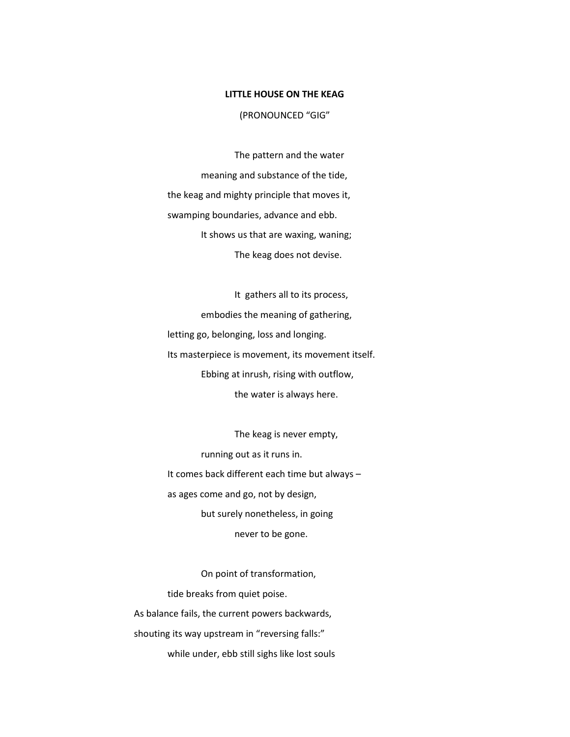**LITTLE HOUSE ON THE KEAG**

(PRONOUNCED "GIG"

The pattern and the water
meaning and substance of the tide,
the keag and mighty principle that moves it,
swamping boundaries, advance and ebb.
It shows us that are waxing, waning;
The keag does not devise.

It gathers all to its process,
embodies the meaning of gathering,
letting go, belonging, loss and longing.
Its masterpiece is movement, its movement itself.
Ebbing at inrush, rising with outflow,
the water is always here.

The keag is never empty,
running out as it runs in.
It comes back different each time but always –
as ages come and go, not by design,
but surely nonetheless, in going
never to be gone.

On point of transformation,
tide breaks from quiet poise.
As balance fails, the current powers backwards,
shouting its way upstream in "reversing falls:"
while under, ebb still sighs like lost souls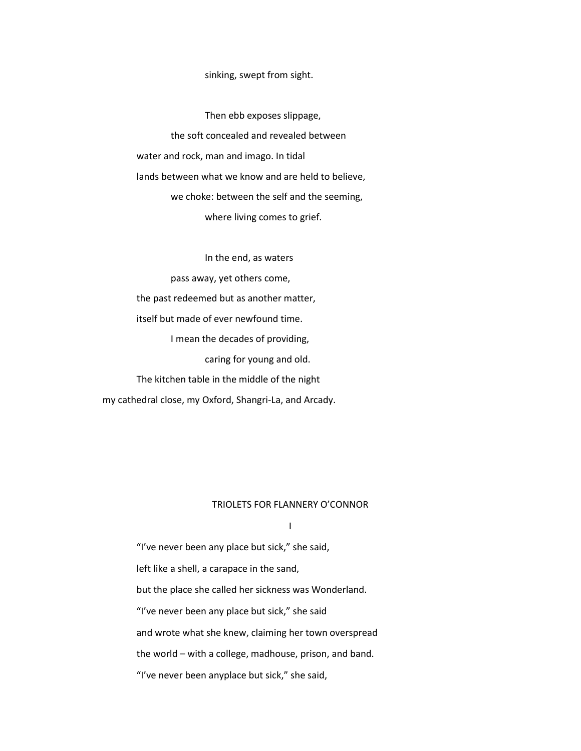sinking, swept from sight.

Then ebb exposes slippage,
the soft concealed and revealed between
water and rock, man and imago. In tidal
lands between what we know and are held to believe,
we choke: between the self and the seeming,
where living comes to grief.

In the end, as waters
pass away, yet others come,
the past redeemed but as another matter,
itself but made of ever newfound time.
I mean the decades of providing,
caring for young and old.
The kitchen table in the middle of the night
my cathedral close, my Oxford, Shangri-La, and Arcady.

## TRIOLETS FOR FLANNERY O'CONNOR

### I

"I've never been any place but sick," she said,
left like a shell, a carapace in the sand,
but the place she called her sickness was Wonderland.
"I've never been any place but sick," she said
and wrote what she knew, claiming her town overspread
the world – with a college, madhouse, prison, and band.
"I've never been anyplace but sick," she said,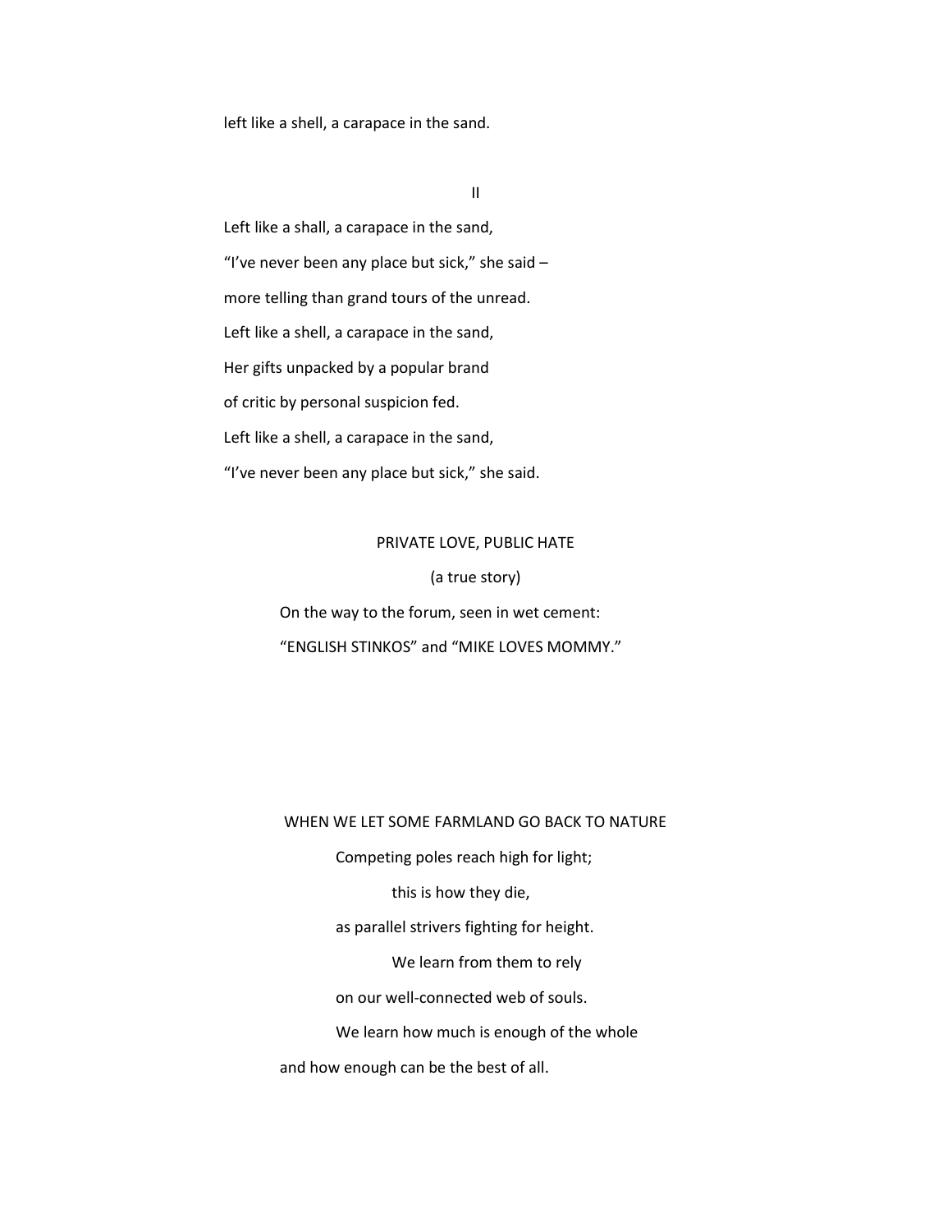left like a shell, a carapace in the sand.

II

Left like a shall, a carapace in the sand,

"I've never been any place but sick," she said –

more telling than grand tours of the unread.

Left like a shell, a carapace in the sand,

Her gifts unpacked by a popular brand

of critic by personal suspicion fed.

Left like a shell, a carapace in the sand,

"I've never been any place but sick," she said.

## PRIVATE LOVE, PUBLIC HATE

(a true story)

On the way to the forum, seen in wet cement:

"ENGLISH STINKOS" and "MIKE LOVES MOMMY."

## WHEN WE LET SOME FARMLAND GO BACK TO NATURE

Competing poles reach high for light;

this is how they die,

as parallel strivers fighting for height.

We learn from them to rely

on our well-connected web of souls.

We learn how much is enough of the whole

and how enough can be the best of all.